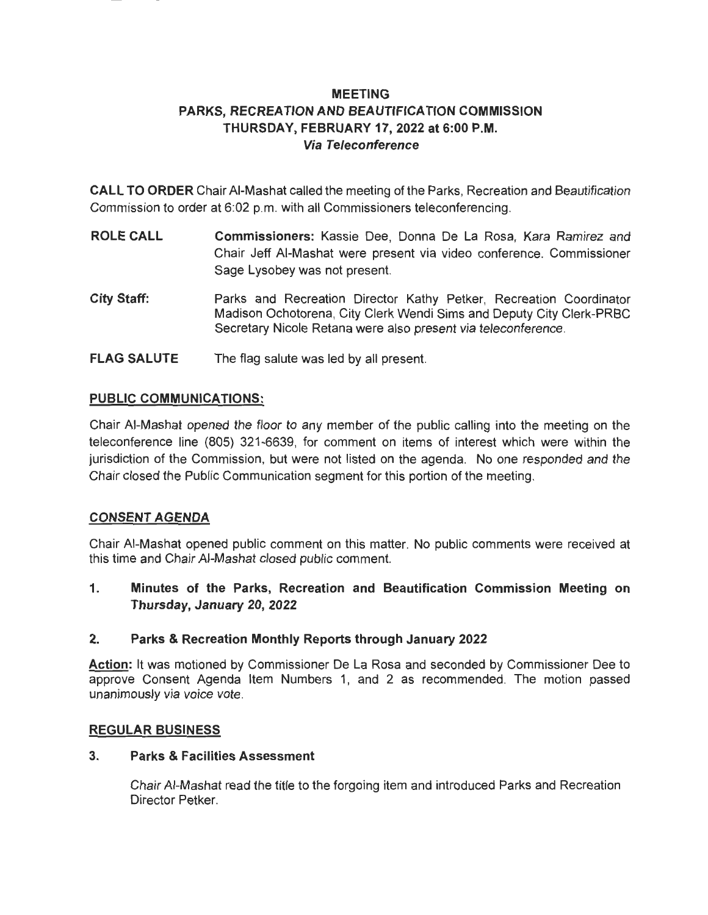# MEETING
## PARKS, RECREATION AND BEAUTIFICATION COMMISSION
## THURSDAY, FEBRUARY 17, 2022 at 6:00 P.M.
### *Via Teleconference*

**CALL TO ORDER** Chair Al-Mashat called the meeting of the Parks, Recreation and Beautification Commission to order at 6:02 p.m. with all Commissioners teleconferencing.

**ROLE CALL** **Commissioners:** Kassie Dee, Donna De La Rosa, Kara Ramirez and Chair Jeff Al-Mashat were present via video conference. Commissioner Sage Lysobey was not present.

**City Staff:** Parks and Recreation Director Kathy Petker, Recreation Coordinator Madison Ochotorena, City Clerk Wendi Sims and Deputy City Clerk-PRBC Secretary Nicole Retana were also present via teleconference.

**FLAG SALUTE** The flag salute was led by all present.

## PUBLIC COMMUNICATIONS:

Chair Al-Mashat opened the floor to any member of the public calling into the meeting on the teleconference line (805) 321-6639, for comment on items of interest which were within the jurisdiction of the Commission, but were not listed on the agenda. No one responded and the Chair closed the Public Communication segment for this portion of the meeting.

## CONSENT AGENDA

Chair Al-Mashat opened public comment on this matter. No public comments were received at this time and Chair Al-Mashat closed public comment.

**1. Minutes of the Parks, Recreation and Beautification Commission Meeting on Thursday, January 20, 2022**

**2. Parks & Recreation Monthly Reports through January 2022**

**Action:** It was motioned by Commissioner De La Rosa and seconded by Commissioner Dee to approve Consent Agenda Item Numbers 1, and 2 as recommended. The motion passed unanimously via voice vote.

## REGULAR BUSINESS

**3. Parks & Facilities Assessment**

Chair Al-Mashat read the title to the forgoing item and introduced Parks and Recreation Director Petker.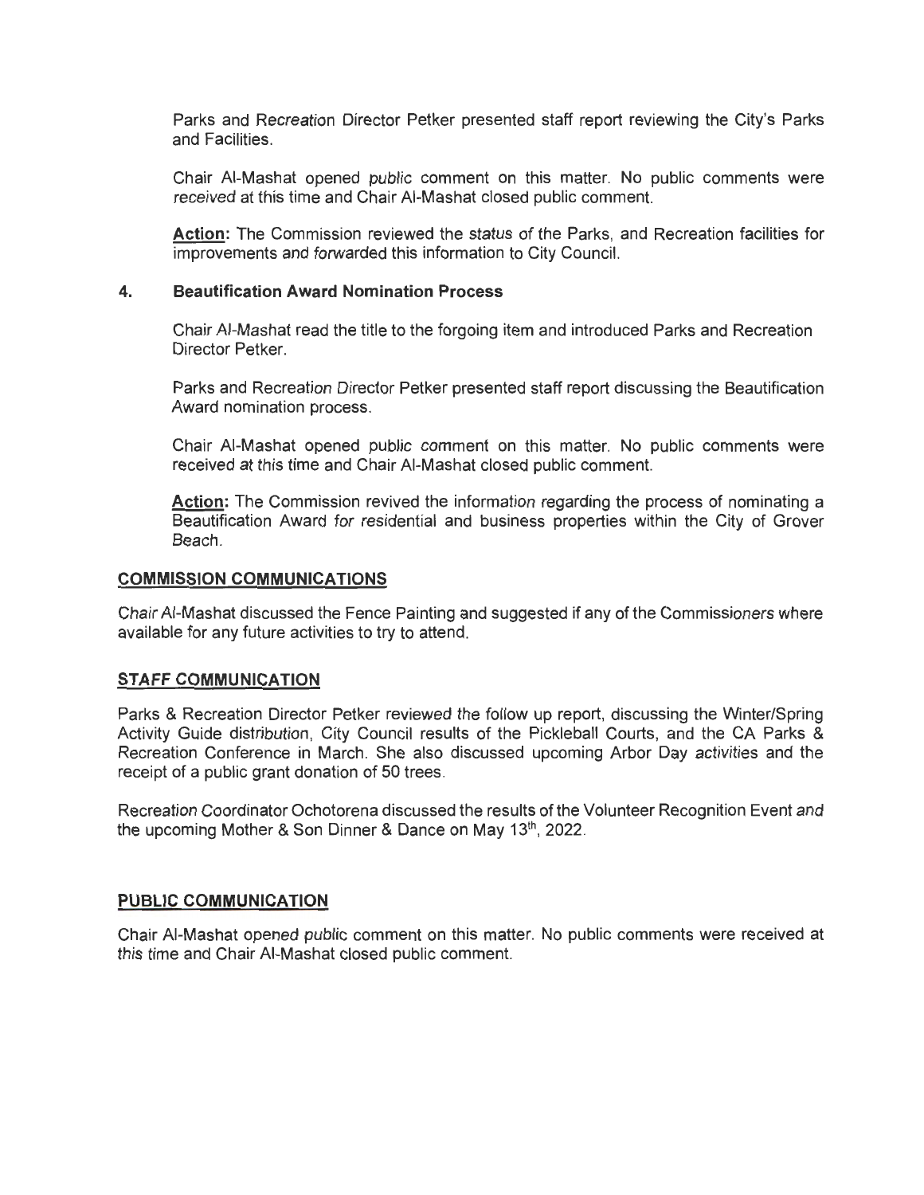Parks and Recreation Director Petker presented staff report reviewing the City's Parks and Facilities.

Chair Al-Mashat opened public comment on this matter. No public comments were received at this time and Chair Al-Mashat closed public comment.

**Action:** The Commission reviewed the status of the Parks, and Recreation facilities for improvements and forwarded this information to City Council.

### 4. Beautification Award Nomination Process

Chair Al-Mashat read the title to the forgoing item and introduced Parks and Recreation Director Petker.

Parks and Recreation Director Petker presented staff report discussing the Beautification Award nomination process.

Chair Al-Mashat opened public comment on this matter. No public comments were received at this time and Chair Al-Mashat closed public comment.

**Action:** The Commission revived the information regarding the process of nominating a Beautification Award for residential and business properties within the City of Grover Beach.

## COMMISSION COMMUNICATIONS

Chair Al-Mashat discussed the Fence Painting and suggested if any of the Commissioners where available for any future activities to try to attend.

## STAFF COMMUNICATION

Parks & Recreation Director Petker reviewed the follow up report, discussing the Winter/Spring Activity Guide distribution, City Council results of the Pickleball Courts, and the CA Parks & Recreation Conference in March. She also discussed upcoming Arbor Day activities and the receipt of a public grant donation of 50 trees.

Recreation Coordinator Ochotorena discussed the results of the Volunteer Recognition Event and the upcoming Mother & Son Dinner & Dance on May 13th, 2022.

## PUBLIC COMMUNICATION

Chair Al-Mashat opened public comment on this matter. No public comments were received at this time and Chair Al-Mashat closed public comment.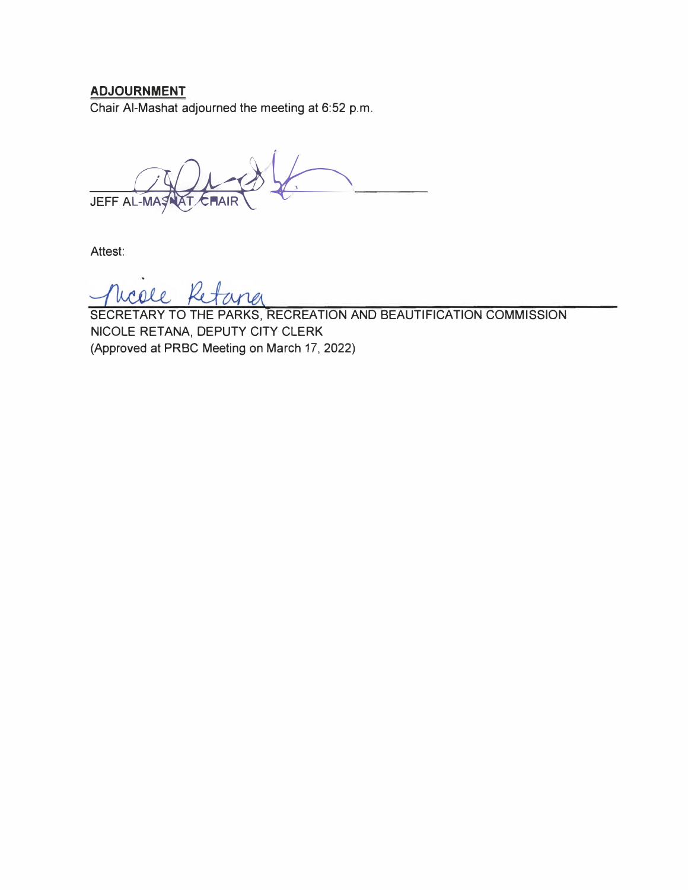**ADJOURNMENT**

Chair Al-Mashat adjourned the meeting at 6:52 p.m.

JEFF AL-MASHAT, CHAIR

Attest:

SECRETARY TO THE PARKS, RECREATION AND BEAUTIFICATION COMMISSION
NICOLE RETANA, DEPUTY CITY CLERK
(Approved at PRBC Meeting on March 17, 2022)